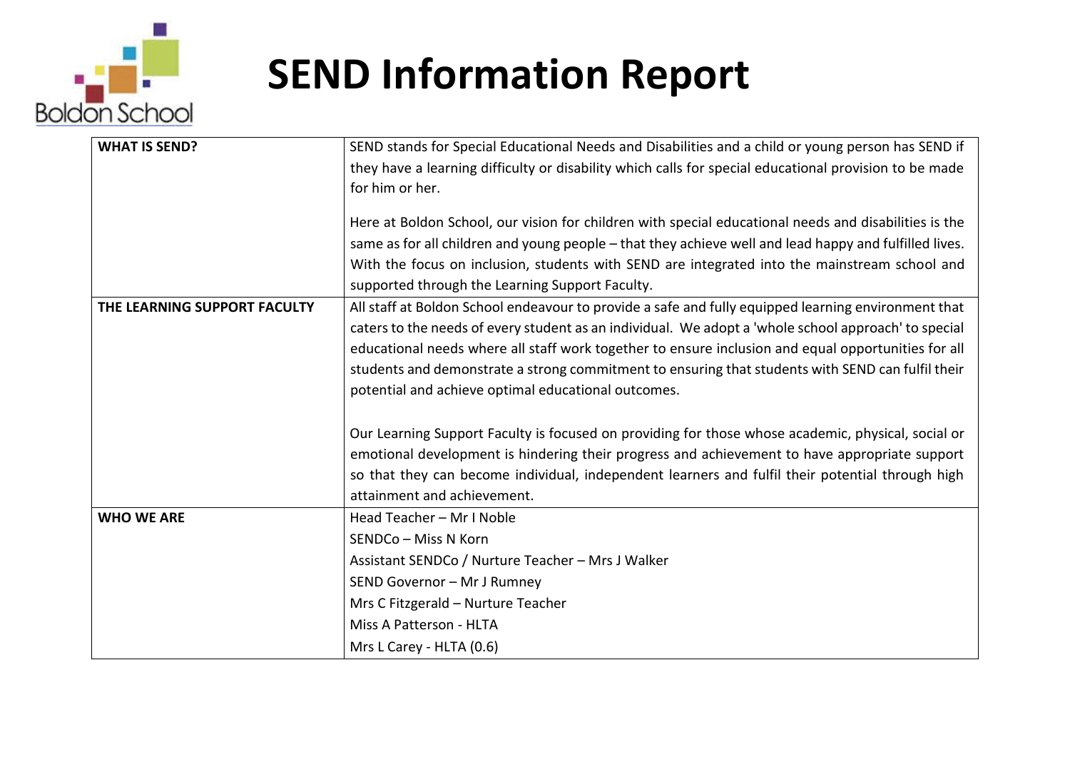# SEND Information Report

| | |
|---|---|
| **WHAT IS SEND?** | SEND stands for Special Educational Needs and Disabilities and a child or young person has SEND if they have a learning difficulty or disability which calls for special educational provision to be made for him or her.<br><br>Here at Boldon School, our vision for children with special educational needs and disabilities is the same as for all children and young people – that they achieve well and lead happy and fulfilled lives. With the focus on inclusion, students with SEND are integrated into the mainstream school and supported through the Learning Support Faculty. |
| **THE LEARNING SUPPORT FACULTY** | All staff at Boldon School endeavour to provide a safe and fully equipped learning environment that caters to the needs of every student as an individual. We adopt a 'whole school approach' to special educational needs where all staff work together to ensure inclusion and equal opportunities for all students and demonstrate a strong commitment to ensuring that students with SEND can fulfil their potential and achieve optimal educational outcomes.<br><br>Our Learning Support Faculty is focused on providing for those whose academic, physical, social or emotional development is hindering their progress and achievement to have appropriate support so that they can become individual, independent learners and fulfil their potential through high attainment and achievement. |
| **WHO WE ARE** | Head Teacher – Mr I Noble<br>SENDCo – Miss N Korn<br>Assistant SENDCo / Nurture Teacher – Mrs J Walker<br>SEND Governor – Mr J Rumney<br>Mrs C Fitzgerald – Nurture Teacher<br>Miss A Patterson - HLTA<br>Mrs L Carey - HLTA (0.6) |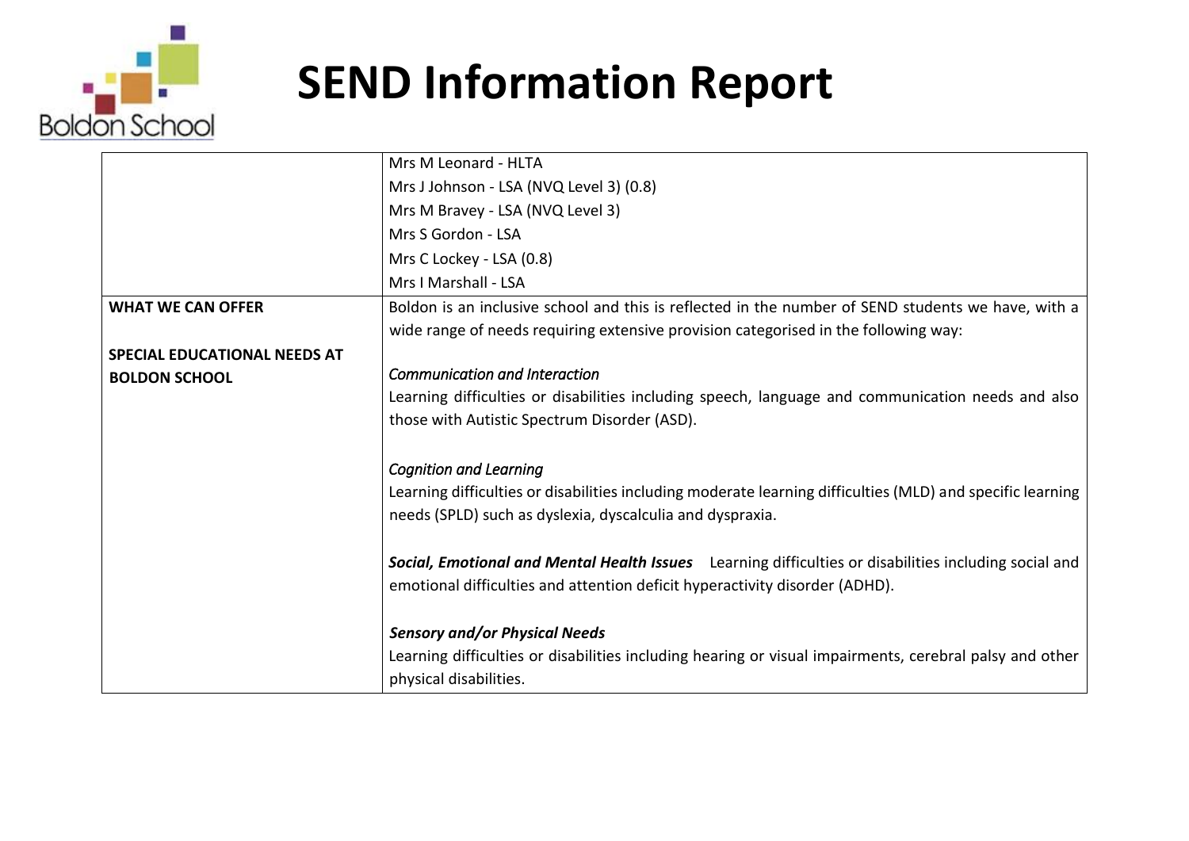# SEND Information Report

| | |
|---|---|
| | Mrs M Leonard - HLTA<br>Mrs J Johnson - LSA (NVQ Level 3) (0.8)<br>Mrs M Bravey - LSA (NVQ Level 3)<br>Mrs S Gordon - LSA<br>Mrs C Lockey - LSA (0.8)<br>Mrs I Marshall - LSA |
| **WHAT WE CAN OFFER**<br><br>**SPECIAL EDUCATIONAL NEEDS AT BOLDON SCHOOL** | Boldon is an inclusive school and this is reflected in the number of SEND students we have, with a wide range of needs requiring extensive provision categorised in the following way:<br><br>*Communication and Interaction*<br>Learning difficulties or disabilities including speech, language and communication needs and also those with Autistic Spectrum Disorder (ASD).<br><br>*Cognition and Learning*<br>Learning difficulties or disabilities including moderate learning difficulties (MLD) and specific learning needs (SPLD) such as dyslexia, dyscalculia and dyspraxia.<br><br>***Social, Emotional and Mental Health Issues*** Learning difficulties or disabilities including social and emotional difficulties and attention deficit hyperactivity disorder (ADHD).<br><br>***Sensory and/or Physical Needs***<br>Learning difficulties or disabilities including hearing or visual impairments, cerebral palsy and other physical disabilities. |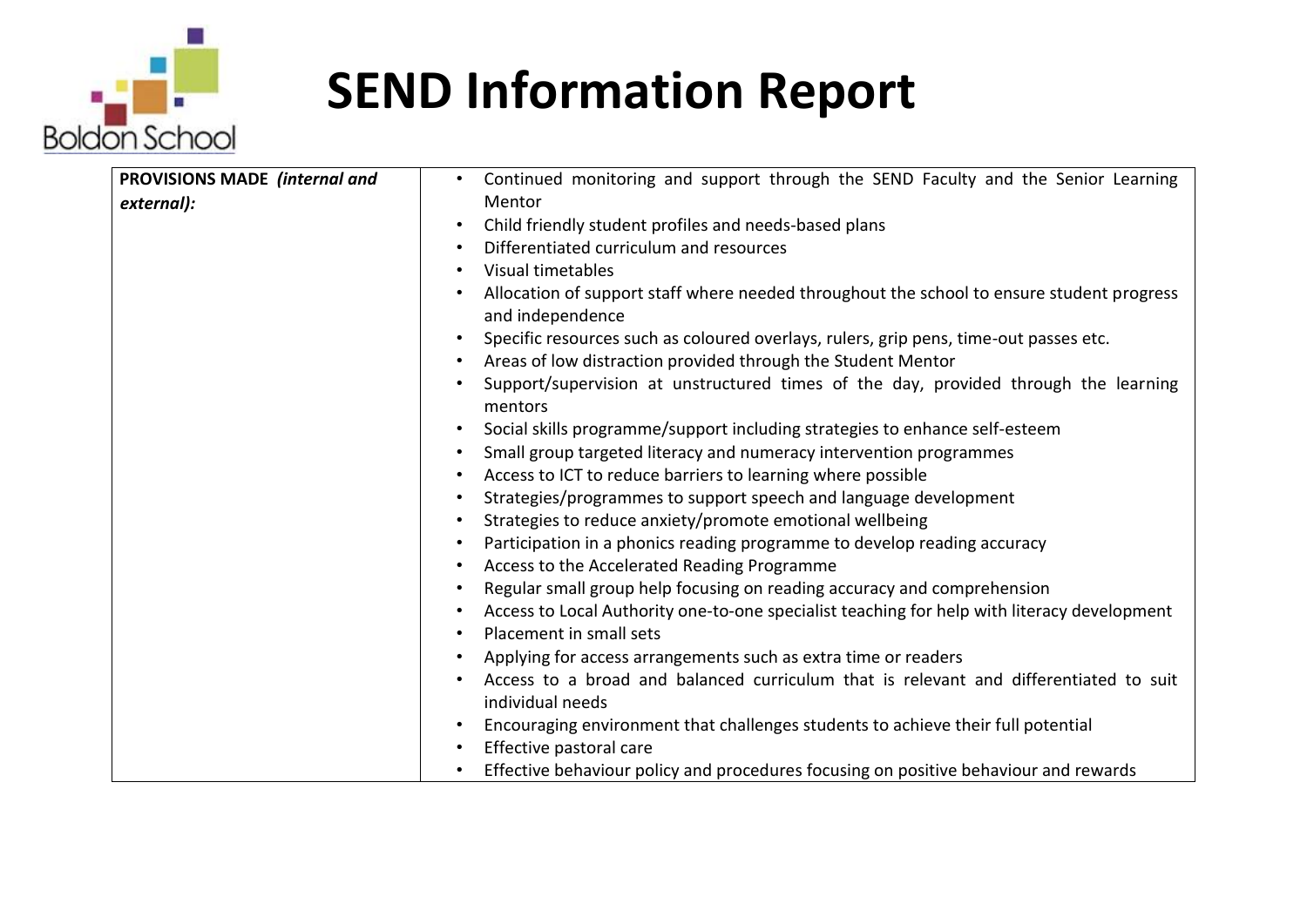# SEND Information Report

| PROVISIONS MADE *(internal and external):* | • Continued monitoring and support through the SEND Faculty and the Senior Learning Mentor<br>• Child friendly student profiles and needs-based plans<br>• Differentiated curriculum and resources<br>• Visual timetables<br>• Allocation of support staff where needed throughout the school to ensure student progress and independence<br>• Specific resources such as coloured overlays, rulers, grip pens, time-out passes etc.<br>• Areas of low distraction provided through the Student Mentor<br>• Support/supervision at unstructured times of the day, provided through the learning mentors<br>• Social skills programme/support including strategies to enhance self-esteem<br>• Small group targeted literacy and numeracy intervention programmes<br>• Access to ICT to reduce barriers to learning where possible<br>• Strategies/programmes to support speech and language development<br>• Strategies to reduce anxiety/promote emotional wellbeing<br>• Participation in a phonics reading programme to develop reading accuracy<br>• Access to the Accelerated Reading Programme<br>• Regular small group help focusing on reading accuracy and comprehension<br>• Access to Local Authority one-to-one specialist teaching for help with literacy development<br>• Placement in small sets<br>• Applying for access arrangements such as extra time or readers<br>• Access to a broad and balanced curriculum that is relevant and differentiated to suit individual needs<br>• Encouraging environment that challenges students to achieve their full potential<br>• Effective pastoral care<br>• Effective behaviour policy and procedures focusing on positive behaviour and rewards |
|---|---|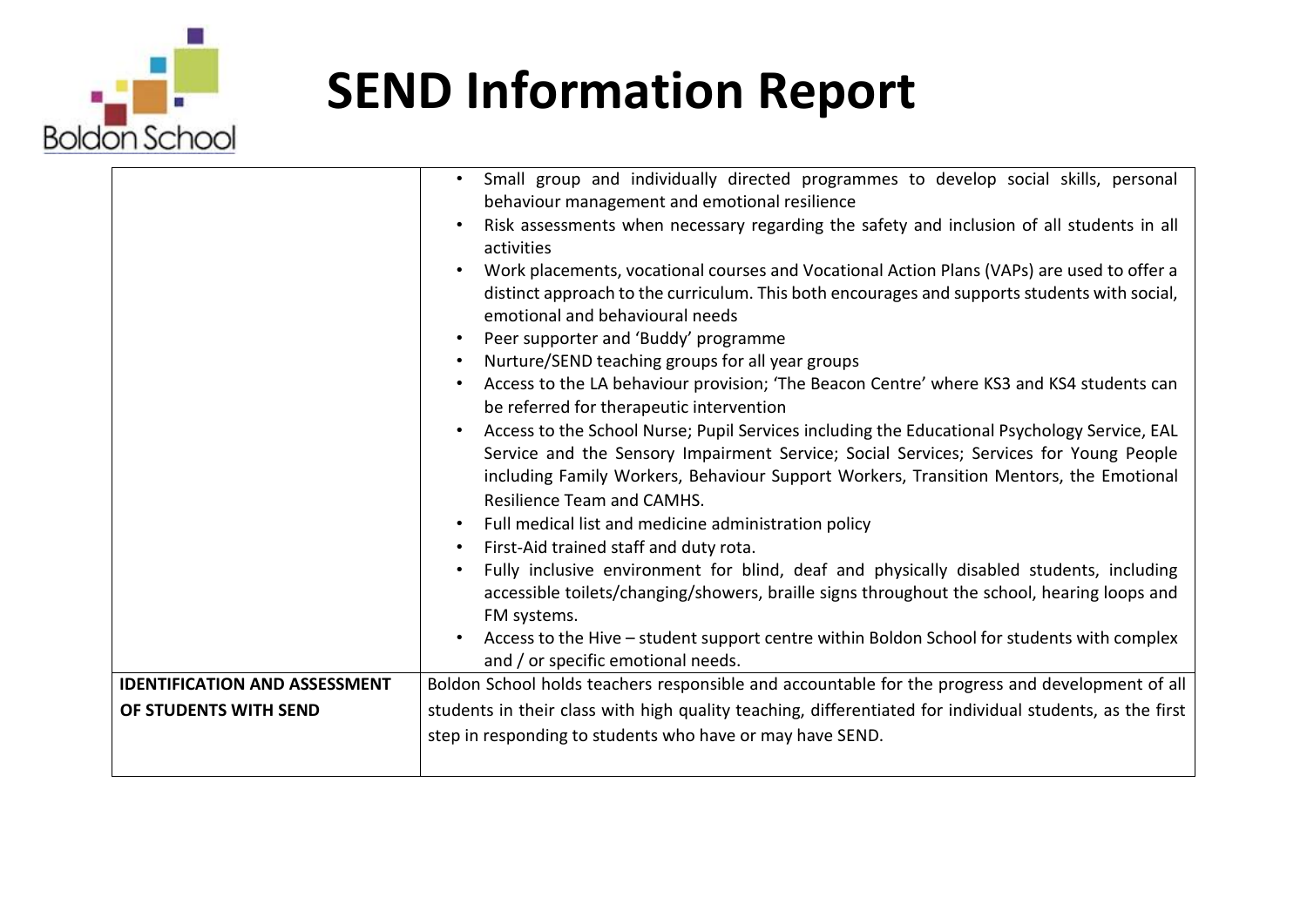# SEND Information Report

| | |
|---|---|
| | • Small group and individually directed programmes to develop social skills, personal behaviour management and emotional resilience<br>• Risk assessments when necessary regarding the safety and inclusion of all students in all activities<br>• Work placements, vocational courses and Vocational Action Plans (VAPs) are used to offer a distinct approach to the curriculum. This both encourages and supports students with social, emotional and behavioural needs<br>• Peer supporter and 'Buddy' programme<br>• Nurture/SEND teaching groups for all year groups<br>• Access to the LA behaviour provision; 'The Beacon Centre' where KS3 and KS4 students can be referred for therapeutic intervention<br>• Access to the School Nurse; Pupil Services including the Educational Psychology Service, EAL Service and the Sensory Impairment Service; Social Services; Services for Young People including Family Workers, Behaviour Support Workers, Transition Mentors, the Emotional Resilience Team and CAMHS.<br>• Full medical list and medicine administration policy<br>• First-Aid trained staff and duty rota.<br>• Fully inclusive environment for blind, deaf and physically disabled students, including accessible toilets/changing/showers, braille signs throughout the school, hearing loops and FM systems.<br>• Access to the Hive – student support centre within Boldon School for students with complex and / or specific emotional needs. |
| **IDENTIFICATION AND ASSESSMENT OF STUDENTS WITH SEND** | Boldon School holds teachers responsible and accountable for the progress and development of all students in their class with high quality teaching, differentiated for individual students, as the first step in responding to students who have or may have SEND. |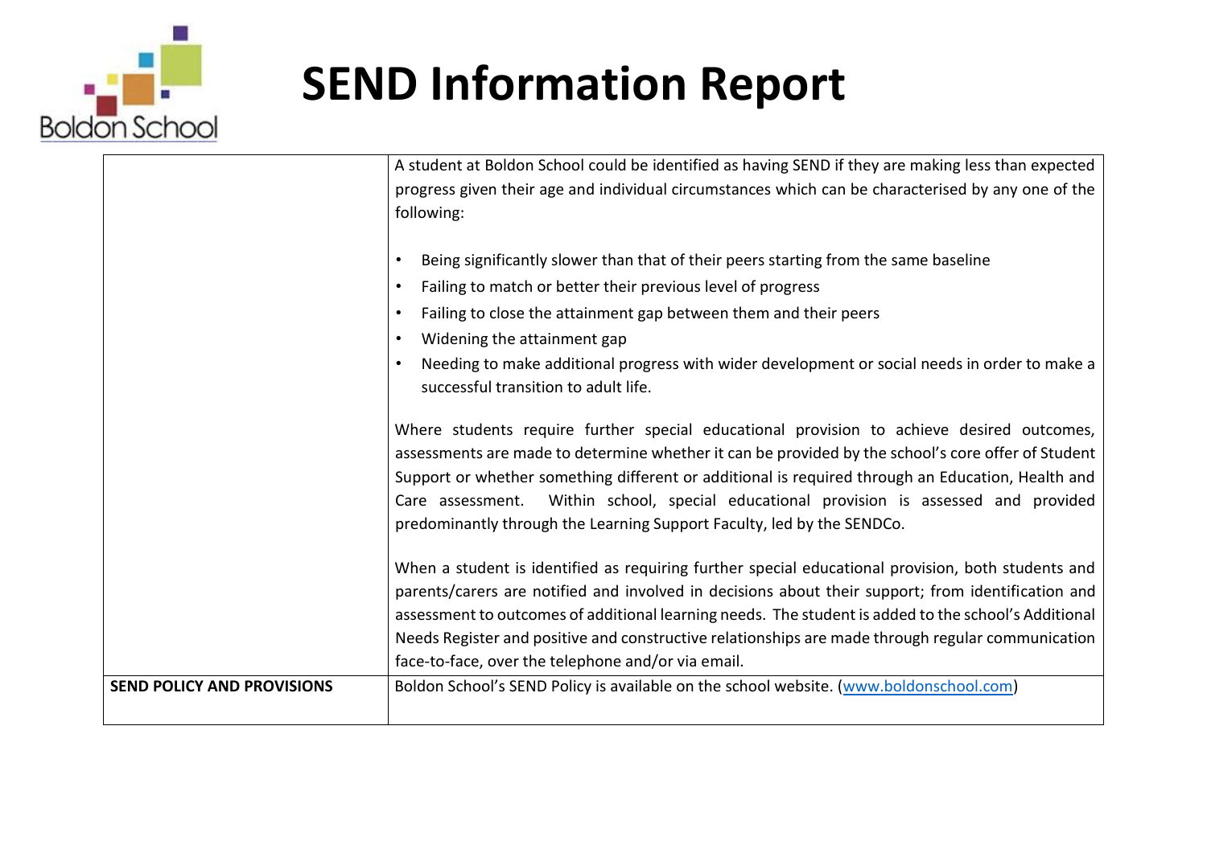# SEND Information Report

| | |
|---|---|
| | A student at Boldon School could be identified as having SEND if they are making less than expected progress given their age and individual circumstances which can be characterised by any one of the following:<br><br>• Being significantly slower than that of their peers starting from the same baseline<br>• Failing to match or better their previous level of progress<br>• Failing to close the attainment gap between them and their peers<br>• Widening the attainment gap<br>• Needing to make additional progress with wider development or social needs in order to make a successful transition to adult life.<br><br>Where students require further special educational provision to achieve desired outcomes, assessments are made to determine whether it can be provided by the school's core offer of Student Support or whether something different or additional is required through an Education, Health and Care assessment. Within school, special educational provision is assessed and provided predominantly through the Learning Support Faculty, led by the SENDCo.<br><br>When a student is identified as requiring further special educational provision, both students and parents/carers are notified and involved in decisions about their support; from identification and assessment to outcomes of additional learning needs. The student is added to the school's Additional Needs Register and positive and constructive relationships are made through regular communication face-to-face, over the telephone and/or via email. |
| **SEND POLICY AND PROVISIONS** | Boldon School's SEND Policy is available on the school website. ([www.boldonschool.com](www.boldonschool.com)) |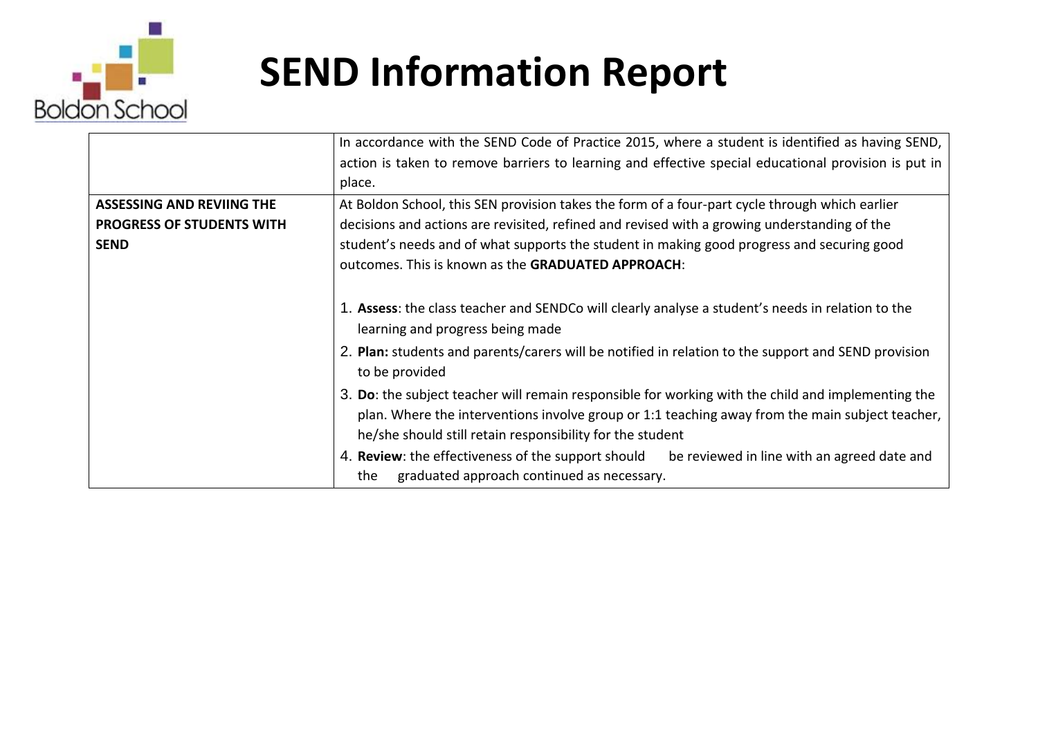# SEND Information Report

| | |
|---|---|
| | In accordance with the SEND Code of Practice 2015, where a student is identified as having SEND, action is taken to remove barriers to learning and effective special educational provision is put in place. |
| **ASSESSING AND REVIING THE PROGRESS OF STUDENTS WITH SEND** | At Boldon School, this SEN provision takes the form of a four-part cycle through which earlier decisions and actions are revisited, refined and revised with a growing understanding of the student's needs and of what supports the student in making good progress and securing good outcomes. This is known as the **GRADUATED APPROACH**:<br><br>1. **Assess**: the class teacher and SENDCo will clearly analyse a student's needs in relation to the learning and progress being made<br>2. **Plan:** students and parents/carers will be notified in relation to the support and SEND provision to be provided<br>3. **Do**: the subject teacher will remain responsible for working with the child and implementing the plan. Where the interventions involve group or 1:1 teaching away from the main subject teacher, he/she should still retain responsibility for the student<br>4. **Review**: the effectiveness of the support should be reviewed in line with an agreed date and the graduated approach continued as necessary. |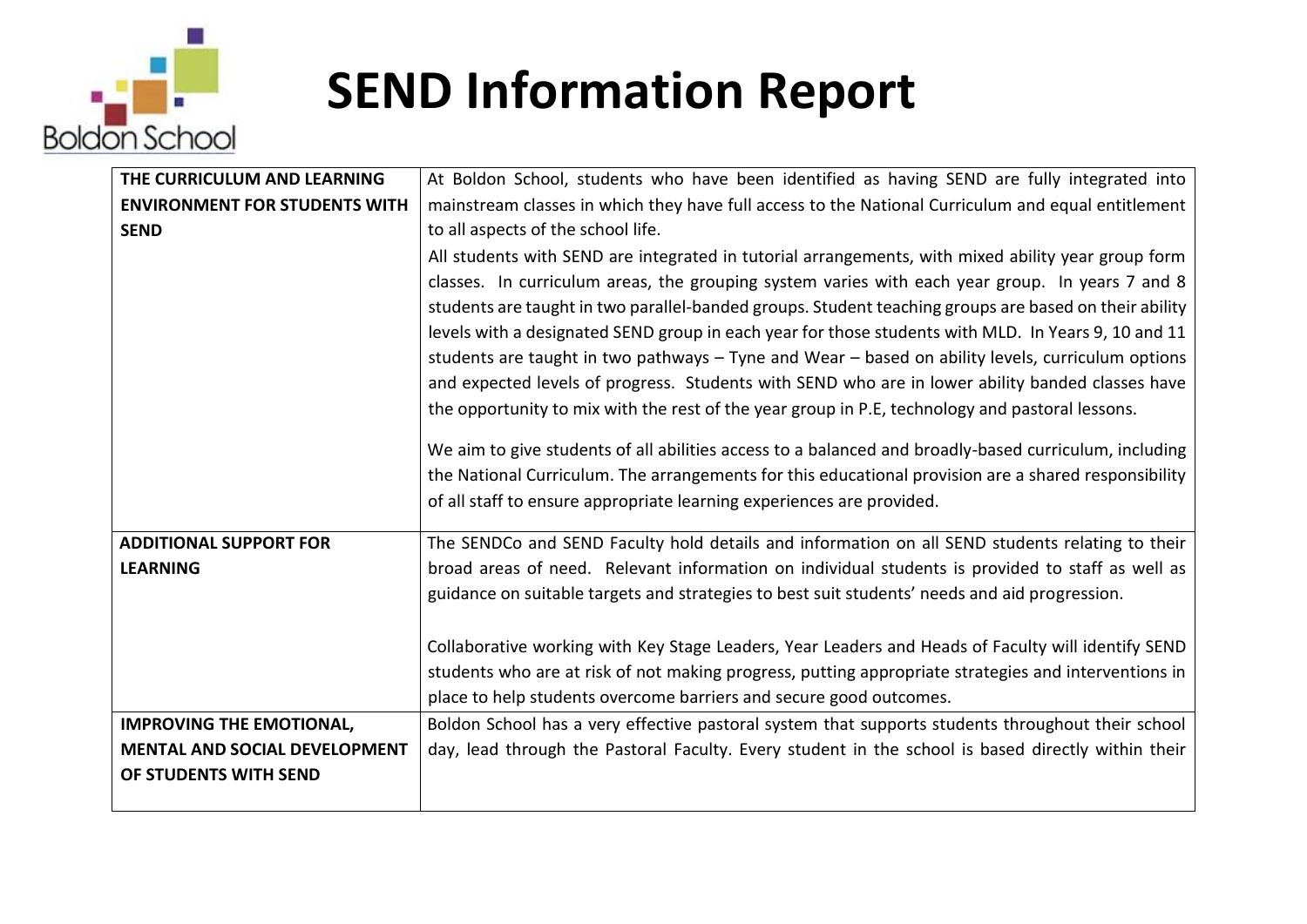# SEND Information Report

| | |
|---|---|
| **THE CURRICULUM AND LEARNING ENVIRONMENT FOR STUDENTS WITH SEND** | At Boldon School, students who have been identified as having SEND are fully integrated into mainstream classes in which they have full access to the National Curriculum and equal entitlement to all aspects of the school life.<br>All students with SEND are integrated in tutorial arrangements, with mixed ability year group form classes. In curriculum areas, the grouping system varies with each year group. In years 7 and 8 students are taught in two parallel-banded groups. Student teaching groups are based on their ability levels with a designated SEND group in each year for those students with MLD. In Years 9, 10 and 11 students are taught in two pathways – Tyne and Wear – based on ability levels, curriculum options and expected levels of progress. Students with SEND who are in lower ability banded classes have the opportunity to mix with the rest of the year group in P.E, technology and pastoral lessons.<br><br>We aim to give students of all abilities access to a balanced and broadly-based curriculum, including the National Curriculum. The arrangements for this educational provision are a shared responsibility of all staff to ensure appropriate learning experiences are provided. |
| **ADDITIONAL SUPPORT FOR LEARNING** | The SENDCo and SEND Faculty hold details and information on all SEND students relating to their broad areas of need. Relevant information on individual students is provided to staff as well as guidance on suitable targets and strategies to best suit students' needs and aid progression.<br><br>Collaborative working with Key Stage Leaders, Year Leaders and Heads of Faculty will identify SEND students who are at risk of not making progress, putting appropriate strategies and interventions in place to help students overcome barriers and secure good outcomes. |
| **IMPROVING THE EMOTIONAL, MENTAL AND SOCIAL DEVELOPMENT OF STUDENTS WITH SEND** | Boldon School has a very effective pastoral system that supports students throughout their school day, lead through the Pastoral Faculty. Every student in the school is based directly within their |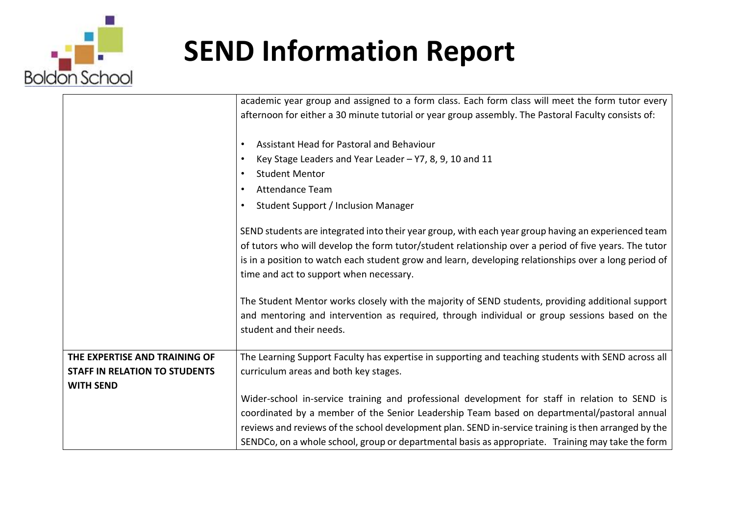| | |
|---|---|
| | academic year group and assigned to a form class. Each form class will meet the form tutor every afternoon for either a 30 minute tutorial or year group assembly. The Pastoral Faculty consists of:<br><br>• Assistant Head for Pastoral and Behaviour<br>• Key Stage Leaders and Year Leader – Y7, 8, 9, 10 and 11<br>• Student Mentor<br>• Attendance Team<br>• Student Support / Inclusion Manager<br><br>SEND students are integrated into their year group, with each year group having an experienced team of tutors who will develop the form tutor/student relationship over a period of five years. The tutor is in a position to watch each student grow and learn, developing relationships over a long period of time and act to support when necessary.<br><br>The Student Mentor works closely with the majority of SEND students, providing additional support and mentoring and intervention as required, through individual or group sessions based on the student and their needs. |
| **THE EXPERTISE AND TRAINING OF STAFF IN RELATION TO STUDENTS WITH SEND** | The Learning Support Faculty has expertise in supporting and teaching students with SEND across all curriculum areas and both key stages.<br><br>Wider-school in-service training and professional development for staff in relation to SEND is coordinated by a member of the Senior Leadership Team based on departmental/pastoral annual reviews and reviews of the school development plan. SEND in-service training is then arranged by the SENDCo, on a whole school, group or departmental basis as appropriate. Training may take the form |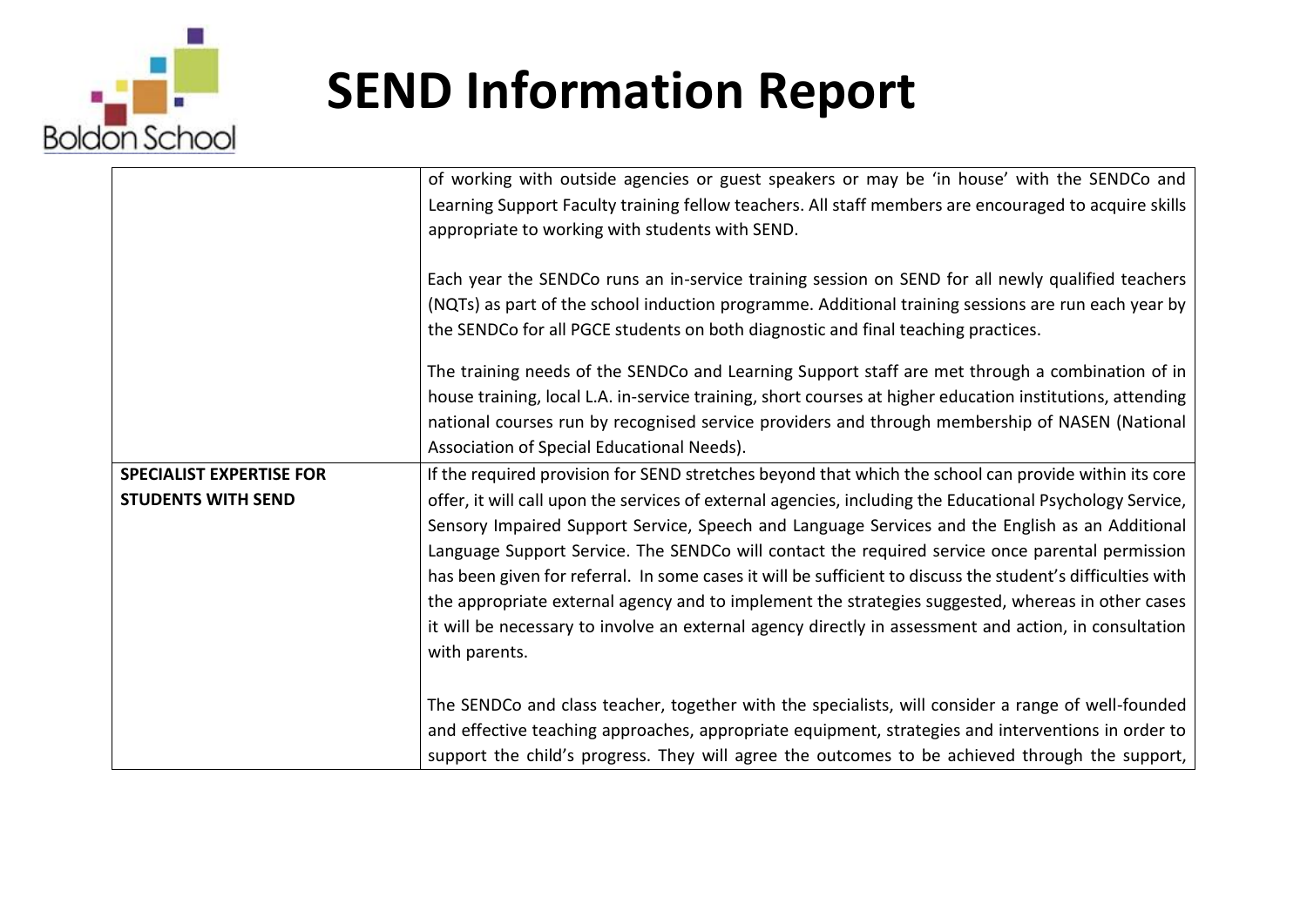| | |
|---|---|
| | of working with outside agencies or guest speakers or may be 'in house' with the SENDCo and Learning Support Faculty training fellow teachers. All staff members are encouraged to acquire skills appropriate to working with students with SEND.<br><br>Each year the SENDCo runs an in-service training session on SEND for all newly qualified teachers (NQTs) as part of the school induction programme. Additional training sessions are run each year by the SENDCo for all PGCE students on both diagnostic and final teaching practices.<br><br>The training needs of the SENDCo and Learning Support staff are met through a combination of in house training, local L.A. in-service training, short courses at higher education institutions, attending national courses run by recognised service providers and through membership of NASEN (National Association of Special Educational Needs). |
| **SPECIALIST EXPERTISE FOR STUDENTS WITH SEND** | If the required provision for SEND stretches beyond that which the school can provide within its core offer, it will call upon the services of external agencies, including the Educational Psychology Service, Sensory Impaired Support Service, Speech and Language Services and the English as an Additional Language Support Service. The SENDCo will contact the required service once parental permission has been given for referral. In some cases it will be sufficient to discuss the student's difficulties with the appropriate external agency and to implement the strategies suggested, whereas in other cases it will be necessary to involve an external agency directly in assessment and action, in consultation with parents.<br><br>The SENDCo and class teacher, together with the specialists, will consider a range of well-founded and effective teaching approaches, appropriate equipment, strategies and interventions in order to support the child's progress. They will agree the outcomes to be achieved through the support, |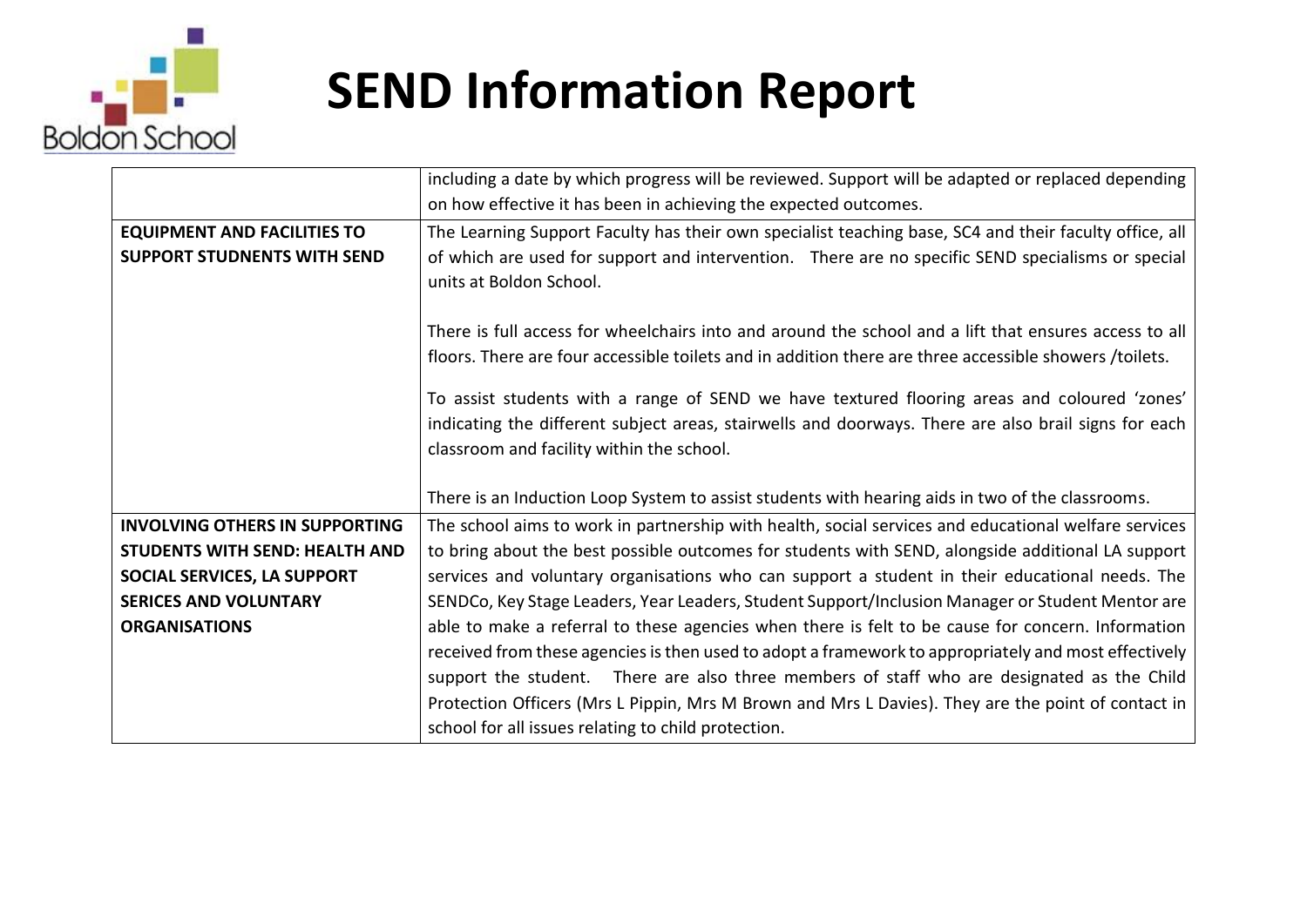# SEND Information Report

| | |
|---|---|
| | including a date by which progress will be reviewed. Support will be adapted or replaced depending on how effective it has been in achieving the expected outcomes. |
| **EQUIPMENT AND FACILITIES TO SUPPORT STUDNENTS WITH SEND** | The Learning Support Faculty has their own specialist teaching base, SC4 and their faculty office, all of which are used for support and intervention. There are no specific SEND specialisms or special units at Boldon School.<br><br>There is full access for wheelchairs into and around the school and a lift that ensures access to all floors. There are four accessible toilets and in addition there are three accessible showers /toilets.<br><br>To assist students with a range of SEND we have textured flooring areas and coloured 'zones' indicating the different subject areas, stairwells and doorways. There are also brail signs for each classroom and facility within the school.<br><br>There is an Induction Loop System to assist students with hearing aids in two of the classrooms. |
| **INVOLVING OTHERS IN SUPPORTING STUDENTS WITH SEND: HEALTH AND SOCIAL SERVICES, LA SUPPORT SERICES AND VOLUNTARY ORGANISATIONS** | The school aims to work in partnership with health, social services and educational welfare services to bring about the best possible outcomes for students with SEND, alongside additional LA support services and voluntary organisations who can support a student in their educational needs. The SENDCo, Key Stage Leaders, Year Leaders, Student Support/Inclusion Manager or Student Mentor are able to make a referral to these agencies when there is felt to be cause for concern. Information received from these agencies is then used to adopt a framework to appropriately and most effectively support the student. There are also three members of staff who are designated as the Child Protection Officers (Mrs L Pippin, Mrs M Brown and Mrs L Davies). They are the point of contact in school for all issues relating to child protection. |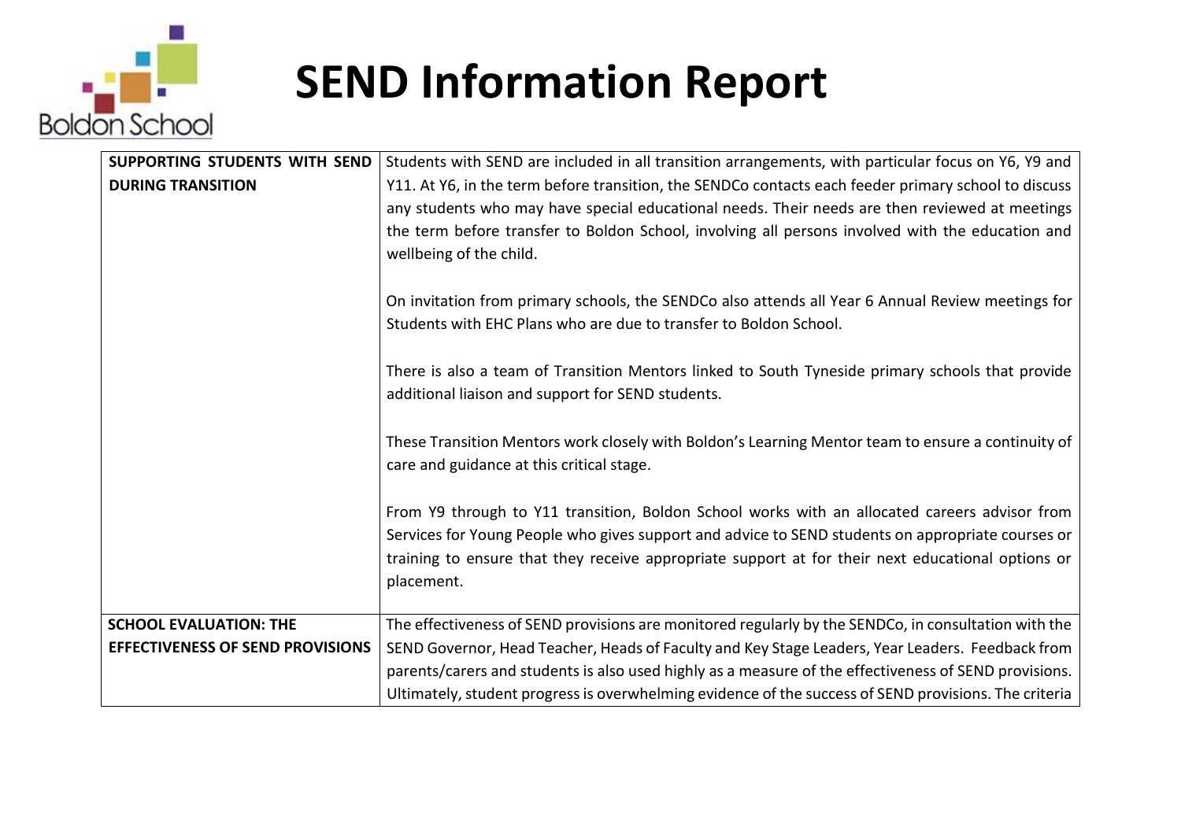# SEND Information Report

| | |
|---|---|
| **SUPPORTING STUDENTS WITH SEND DURING TRANSITION** | Students with SEND are included in all transition arrangements, with particular focus on Y6, Y9 and Y11. At Y6, in the term before transition, the SENDCo contacts each feeder primary school to discuss any students who may have special educational needs. Their needs are then reviewed at meetings the term before transfer to Boldon School, involving all persons involved with the education and wellbeing of the child.<br><br>On invitation from primary schools, the SENDCo also attends all Year 6 Annual Review meetings for Students with EHC Plans who are due to transfer to Boldon School.<br><br>There is also a team of Transition Mentors linked to South Tyneside primary schools that provide additional liaison and support for SEND students.<br><br>These Transition Mentors work closely with Boldon's Learning Mentor team to ensure a continuity of care and guidance at this critical stage.<br><br>From Y9 through to Y11 transition, Boldon School works with an allocated careers advisor from Services for Young People who gives support and advice to SEND students on appropriate courses or training to ensure that they receive appropriate support at for their next educational options or placement. |
| **SCHOOL EVALUATION: THE EFFECTIVENESS OF SEND PROVISIONS** | The effectiveness of SEND provisions are monitored regularly by the SENDCo, in consultation with the SEND Governor, Head Teacher, Heads of Faculty and Key Stage Leaders, Year Leaders. Feedback from parents/carers and students is also used highly as a measure of the effectiveness of SEND provisions. Ultimately, student progress is overwhelming evidence of the success of SEND provisions. The criteria |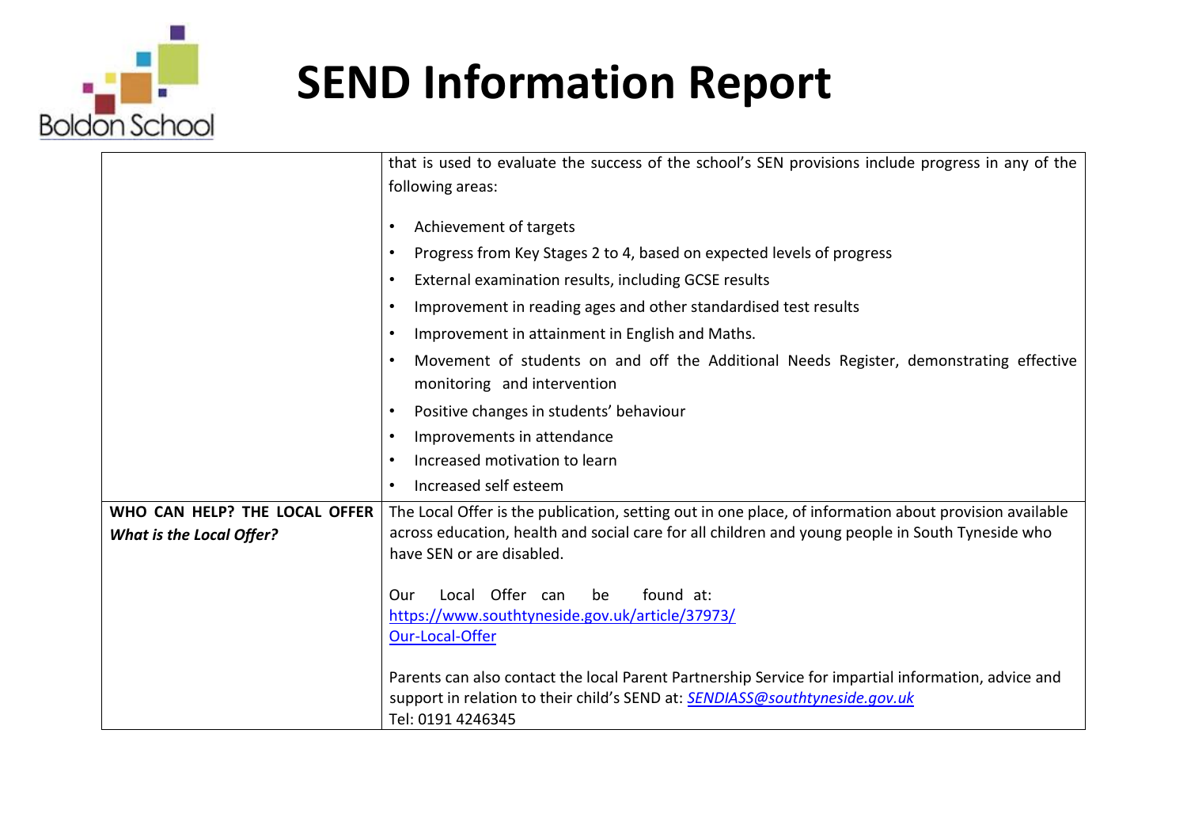# SEND Information Report

| | |
|---|---|
| | that is used to evaluate the success of the school's SEN provisions include progress in any of the following areas:<br><br>• Achievement of targets<br>• Progress from Key Stages 2 to 4, based on expected levels of progress<br>• External examination results, including GCSE results<br>• Improvement in reading ages and other standardised test results<br>• Improvement in attainment in English and Maths.<br>• Movement of students on and off the Additional Needs Register, demonstrating effective monitoring and intervention<br>• Positive changes in students' behaviour<br>• Improvements in attendance<br>• Increased motivation to learn<br>• Increased self esteem |
| **WHO CAN HELP? THE LOCAL OFFER**<br>***What is the Local Offer?*** | The Local Offer is the publication, setting out in one place, of information about provision available across education, health and social care for all children and young people in South Tyneside who have SEN or are disabled.<br><br>Our Local Offer can be found at: https://www.southtyneside.gov.uk/article/37973/Our-Local-Offer<br><br>Parents can also contact the local Parent Partnership Service for impartial information, advice and support in relation to their child's SEND at: *SENDIASS@southtyneside.gov.uk*<br>Tel: 0191 4246345 |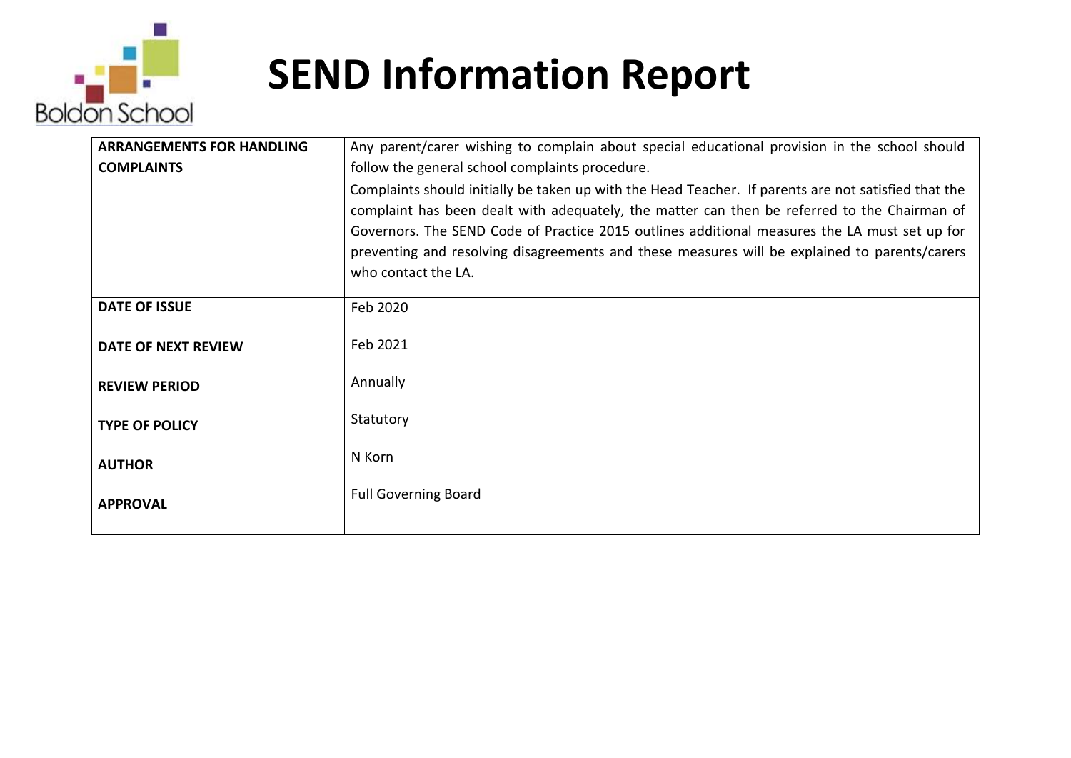# SEND Information Report

| | |
|---|---|
| **ARRANGEMENTS FOR HANDLING COMPLAINTS** | Any parent/carer wishing to complain about special educational provision in the school should follow the general school complaints procedure.<br>Complaints should initially be taken up with the Head Teacher. If parents are not satisfied that the complaint has been dealt with adequately, the matter can then be referred to the Chairman of Governors. The SEND Code of Practice 2015 outlines additional measures the LA must set up for preventing and resolving disagreements and these measures will be explained to parents/carers who contact the LA. |
| **DATE OF ISSUE** | Feb 2020 |
| **DATE OF NEXT REVIEW** | Feb 2021 |
| **REVIEW PERIOD** | Annually |
| **TYPE OF POLICY** | Statutory |
| **AUTHOR** | N Korn |
| **APPROVAL** | Full Governing Board |